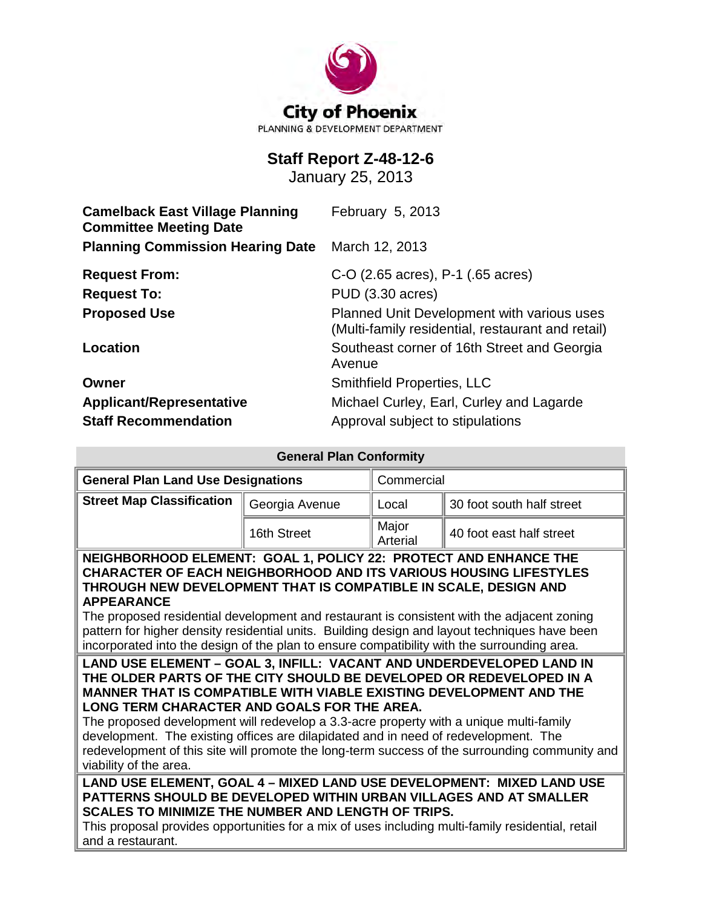City of Phoenix

PLANNING & DEVELOPMENT DEPARTMENT

# Staff Report Z-48-12-6

January 25, 2013

| | |
|---|---|
| **Camelback East Village Planning Committee Meeting Date** | February 5, 2013 |
| **Planning Commission Hearing Date** | March 12, 2013 |
| **Request From:** | C-O (2.65 acres), P-1 (.65 acres) |
| **Request To:** | PUD (3.30 acres) |
| **Proposed Use** | Planned Unit Development with various uses (Multi-family residential, restaurant and retail) |
| **Location** | Southeast corner of 16th Street and Georgia Avenue |
| **Owner** | Smithfield Properties, LLC |
| **Applicant/Representative** | Michael Curley, Earl, Curley and Lagarde |
| **Staff Recommendation** | Approval subject to stipulations |

## General Plan Conformity

| **General Plan Land Use Designations** | | Commercial | |
|---|---|---|---|
| **Street Map Classification** | Georgia Avenue | Local | 30 foot south half street |
| | 16th Street | Major Arterial | 40 foot east half street |

**NEIGHBORHOOD ELEMENT: GOAL 1, POLICY 22: PROTECT AND ENHANCE THE CHARACTER OF EACH NEIGHBORHOOD AND ITS VARIOUS HOUSING LIFESTYLES THROUGH NEW DEVELOPMENT THAT IS COMPATIBLE IN SCALE, DESIGN AND APPEARANCE**

The proposed residential development and restaurant is consistent with the adjacent zoning pattern for higher density residential units. Building design and layout techniques have been incorporated into the design of the plan to ensure compatibility with the surrounding area.

**LAND USE ELEMENT – GOAL 3, INFILL: VACANT AND UNDERDEVELOPED LAND IN THE OLDER PARTS OF THE CITY SHOULD BE DEVELOPED OR REDEVELOPED IN A MANNER THAT IS COMPATIBLE WITH VIABLE EXISTING DEVELOPMENT AND THE LONG TERM CHARACTER AND GOALS FOR THE AREA.**

The proposed development will redevelop a 3.3-acre property with a unique multi-family development. The existing offices are dilapidated and in need of redevelopment. The redevelopment of this site will promote the long-term success of the surrounding community and viability of the area.

**LAND USE ELEMENT, GOAL 4 – MIXED LAND USE DEVELOPMENT: MIXED LAND USE PATTERNS SHOULD BE DEVELOPED WITHIN URBAN VILLAGES AND AT SMALLER SCALES TO MINIMIZE THE NUMBER AND LENGTH OF TRIPS.**

This proposal provides opportunities for a mix of uses including multi-family residential, retail and a restaurant.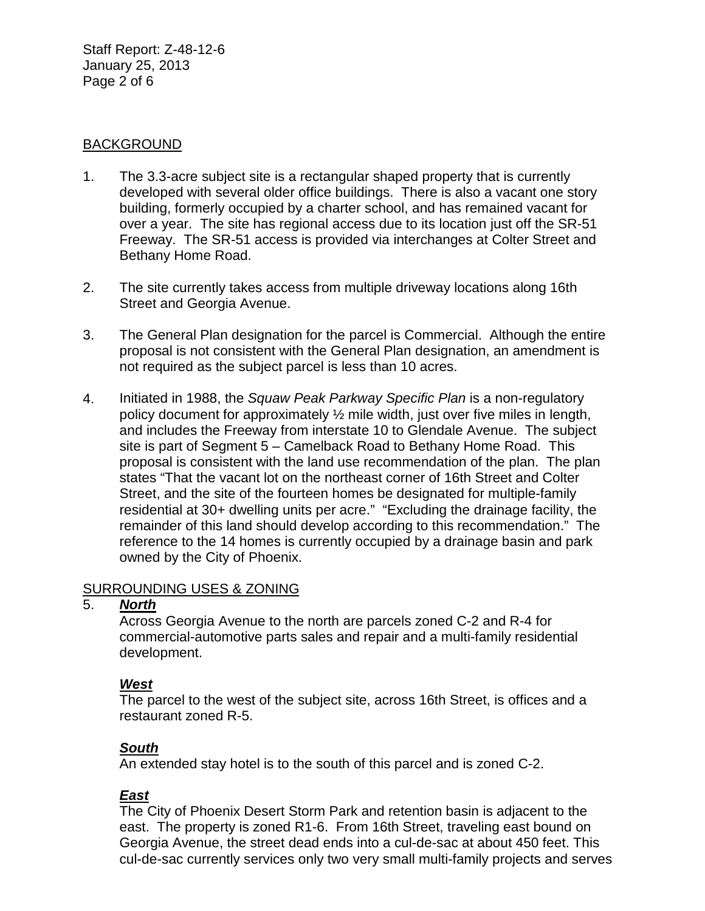## BACKGROUND

1. The 3.3-acre subject site is a rectangular shaped property that is currently developed with several older office buildings. There is also a vacant one story building, formerly occupied by a charter school, and has remained vacant for over a year. The site has regional access due to its location just off the SR-51 Freeway. The SR-51 access is provided via interchanges at Colter Street and Bethany Home Road.

2. The site currently takes access from multiple driveway locations along 16th Street and Georgia Avenue.

3. The General Plan designation for the parcel is Commercial. Although the entire proposal is not consistent with the General Plan designation, an amendment is not required as the subject parcel is less than 10 acres.

4. Initiated in 1988, the *Squaw Peak Parkway Specific Plan* is a non-regulatory policy document for approximately ½ mile width, just over five miles in length, and includes the Freeway from interstate 10 to Glendale Avenue. The subject site is part of Segment 5 – Camelback Road to Bethany Home Road. This proposal is consistent with the land use recommendation of the plan. The plan states "That the vacant lot on the northeast corner of 16th Street and Colter Street, and the site of the fourteen homes be designated for multiple-family residential at 30+ dwelling units per acre." "Excluding the drainage facility, the remainder of this land should develop according to this recommendation." The reference to the 14 homes is currently occupied by a drainage basin and park owned by the City of Phoenix.

## SURROUNDING USES & ZONING

5. ***North***

   Across Georgia Avenue to the north are parcels zoned C-2 and R-4 for commercial-automotive parts sales and repair and a multi-family residential development.

   ***West***

   The parcel to the west of the subject site, across 16th Street, is offices and a restaurant zoned R-5.

   ***South***

   An extended stay hotel is to the south of this parcel and is zoned C-2.

   ***East***

   The City of Phoenix Desert Storm Park and retention basin is adjacent to the east. The property is zoned R1-6. From 16th Street, traveling east bound on Georgia Avenue, the street dead ends into a cul-de-sac at about 450 feet. This cul-de-sac currently services only two very small multi-family projects and serves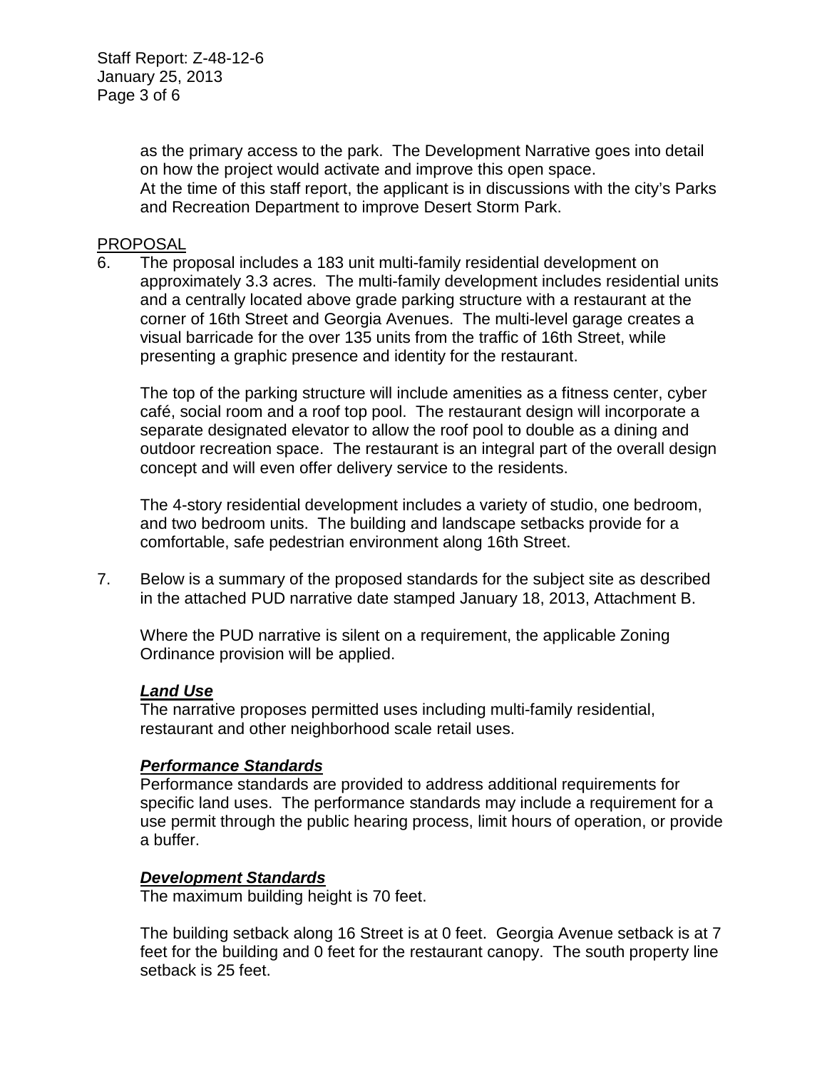as the primary access to the park. The Development Narrative goes into detail on how the project would activate and improve this open space. At the time of this staff report, the applicant is in discussions with the city's Parks and Recreation Department to improve Desert Storm Park.

PROPOSAL

6. The proposal includes a 183 unit multi-family residential development on approximately 3.3 acres. The multi-family development includes residential units and a centrally located above grade parking structure with a restaurant at the corner of 16th Street and Georgia Avenues. The multi-level garage creates a visual barricade for the over 135 units from the traffic of 16th Street, while presenting a graphic presence and identity for the restaurant.

   The top of the parking structure will include amenities as a fitness center, cyber café, social room and a roof top pool. The restaurant design will incorporate a separate designated elevator to allow the roof pool to double as a dining and outdoor recreation space. The restaurant is an integral part of the overall design concept and will even offer delivery service to the residents.

   The 4-story residential development includes a variety of studio, one bedroom, and two bedroom units. The building and landscape setbacks provide for a comfortable, safe pedestrian environment along 16th Street.

7. Below is a summary of the proposed standards for the subject site as described in the attached PUD narrative date stamped January 18, 2013, Attachment B.

   Where the PUD narrative is silent on a requirement, the applicable Zoning Ordinance provision will be applied.

   ***Land Use***

   The narrative proposes permitted uses including multi-family residential, restaurant and other neighborhood scale retail uses.

   ***Performance Standards***

   Performance standards are provided to address additional requirements for specific land uses. The performance standards may include a requirement for a use permit through the public hearing process, limit hours of operation, or provide a buffer.

   ***Development Standards***

   The maximum building height is 70 feet.

   The building setback along 16 Street is at 0 feet. Georgia Avenue setback is at 7 feet for the building and 0 feet for the restaurant canopy. The south property line setback is 25 feet.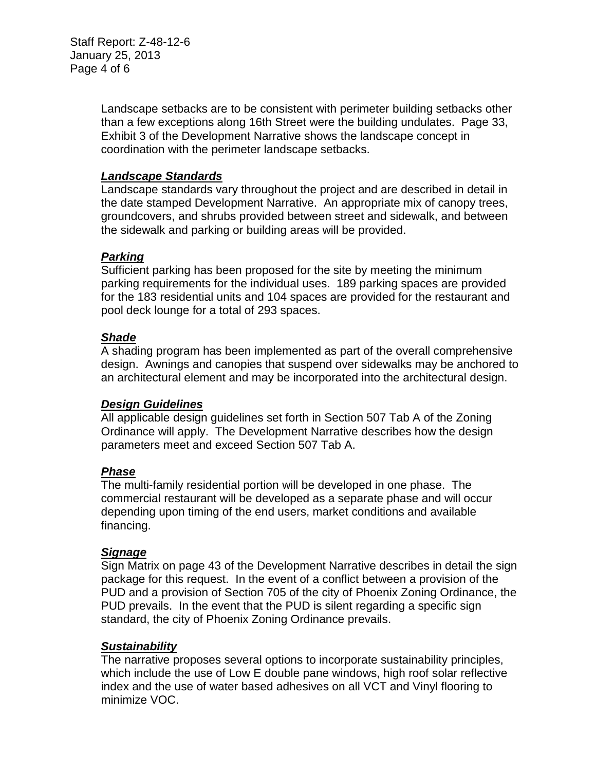Landscape setbacks are to be consistent with perimeter building setbacks other than a few exceptions along 16th Street were the building undulates. Page 33, Exhibit 3 of the Development Narrative shows the landscape concept in coordination with the perimeter landscape setbacks.

***Landscape Standards***

Landscape standards vary throughout the project and are described in detail in the date stamped Development Narrative. An appropriate mix of canopy trees, groundcovers, and shrubs provided between street and sidewalk, and between the sidewalk and parking or building areas will be provided.

***Parking***

Sufficient parking has been proposed for the site by meeting the minimum parking requirements for the individual uses. 189 parking spaces are provided for the 183 residential units and 104 spaces are provided for the restaurant and pool deck lounge for a total of 293 spaces.

***Shade***

A shading program has been implemented as part of the overall comprehensive design. Awnings and canopies that suspend over sidewalks may be anchored to an architectural element and may be incorporated into the architectural design.

***Design Guidelines***

All applicable design guidelines set forth in Section 507 Tab A of the Zoning Ordinance will apply. The Development Narrative describes how the design parameters meet and exceed Section 507 Tab A.

***Phase***

The multi-family residential portion will be developed in one phase. The commercial restaurant will be developed as a separate phase and will occur depending upon timing of the end users, market conditions and available financing.

***Signage***

Sign Matrix on page 43 of the Development Narrative describes in detail the sign package for this request. In the event of a conflict between a provision of the PUD and a provision of Section 705 of the city of Phoenix Zoning Ordinance, the PUD prevails. In the event that the PUD is silent regarding a specific sign standard, the city of Phoenix Zoning Ordinance prevails.

***Sustainability***

The narrative proposes several options to incorporate sustainability principles, which include the use of Low E double pane windows, high roof solar reflective index and the use of water based adhesives on all VCT and Vinyl flooring to minimize VOC.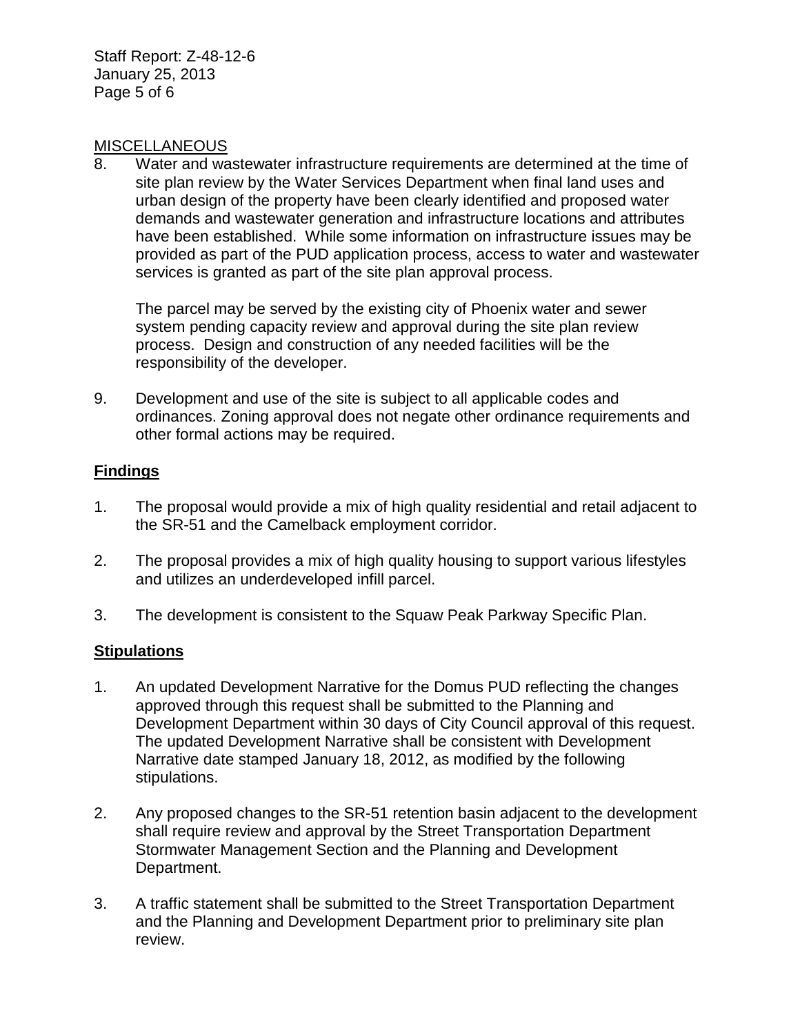MISCELLANEOUS

8. Water and wastewater infrastructure requirements are determined at the time of site plan review by the Water Services Department when final land uses and urban design of the property have been clearly identified and proposed water demands and wastewater generation and infrastructure locations and attributes have been established. While some information on infrastructure issues may be provided as part of the PUD application process, access to water and wastewater services is granted as part of the site plan approval process.

   The parcel may be served by the existing city of Phoenix water and sewer system pending capacity review and approval during the site plan review process. Design and construction of any needed facilities will be the responsibility of the developer.

9. Development and use of the site is subject to all applicable codes and ordinances. Zoning approval does not negate other ordinance requirements and other formal actions may be required.

## Findings

1. The proposal would provide a mix of high quality residential and retail adjacent to the SR-51 and the Camelback employment corridor.

2. The proposal provides a mix of high quality housing to support various lifestyles and utilizes an underdeveloped infill parcel.

3. The development is consistent to the Squaw Peak Parkway Specific Plan.

## Stipulations

1. An updated Development Narrative for the Domus PUD reflecting the changes approved through this request shall be submitted to the Planning and Development Department within 30 days of City Council approval of this request. The updated Development Narrative shall be consistent with Development Narrative date stamped January 18, 2012, as modified by the following stipulations.

2. Any proposed changes to the SR-51 retention basin adjacent to the development shall require review and approval by the Street Transportation Department Stormwater Management Section and the Planning and Development Department.

3. A traffic statement shall be submitted to the Street Transportation Department and the Planning and Development Department prior to preliminary site plan review.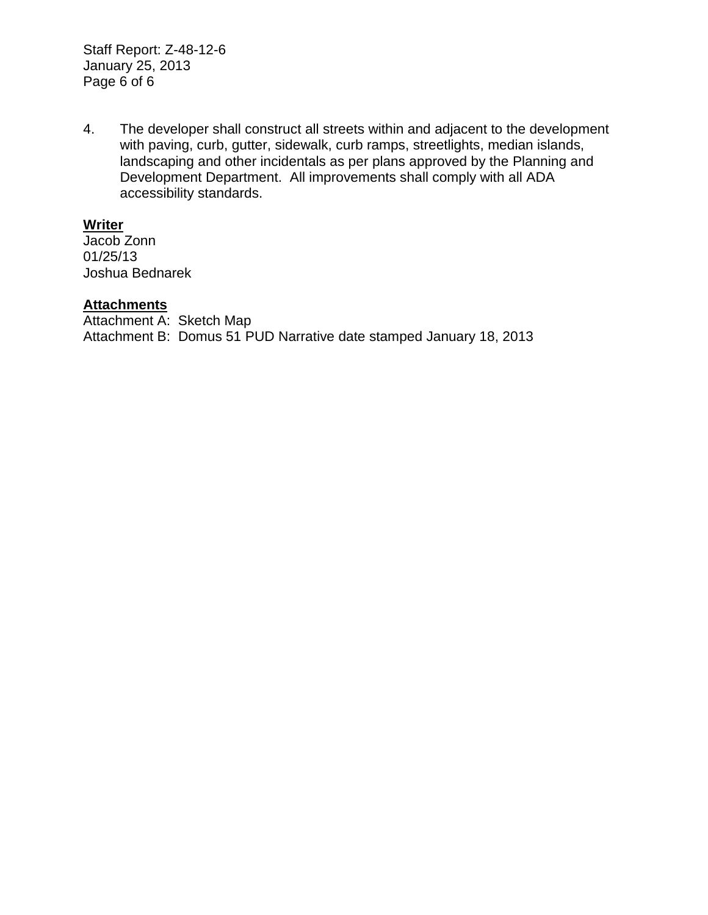4. The developer shall construct all streets within and adjacent to the development with paving, curb, gutter, sidewalk, curb ramps, streetlights, median islands, landscaping and other incidentals as per plans approved by the Planning and Development Department. All improvements shall comply with all ADA accessibility standards.

**Writer**

Jacob Zonn
01/25/13
Joshua Bednarek

**Attachments**

Attachment A: Sketch Map
Attachment B: Domus 51 PUD Narrative date stamped January 18, 2013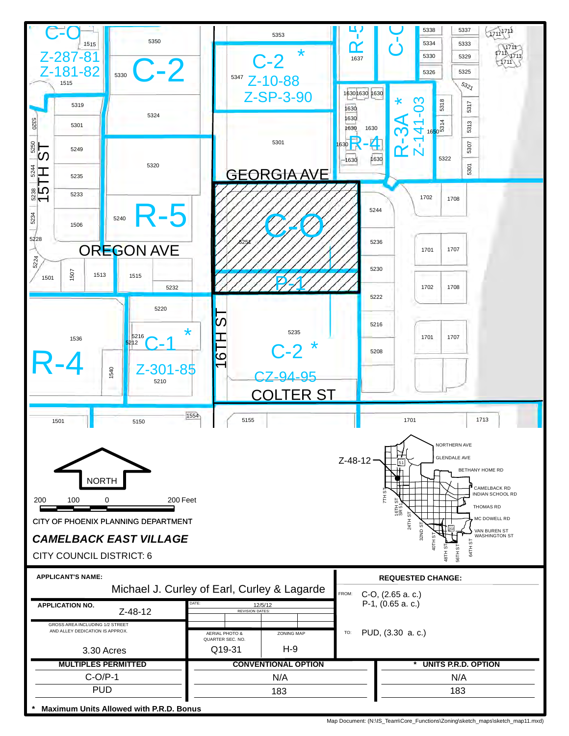CITY OF PHOENIX PLANNING DEPARTMENT

***CAMELBACK EAST VILLAGE***

CITY COUNCIL DISTRICT: 6

| | | | |
|---|---|---|---|
| **APPLICANT'S NAME:** Michael J. Curley of Earl, Curley & Lagarde | | | **REQUESTED CHANGE:** |
| **APPLICATION NO.** Z-48-12 | DATE: 12/5/12 REVISION DATES: | | FROM: C-O, (2.65 a. c.) P-1, (0.65 a. c.) |
| GROSS AREA INCLUDING 1/2 STREET AND ALLEY DEDICATION IS APPROX. 3.30 Acres | AERIAL PHOTO & QUARTER SEC. NO. Q19-31 | ZONING MAP H-9 | TO: PUD, (3.30 a. c.) |

| MULTIPLES PERMITTED | CONVENTIONAL OPTION | * UNITS P.R.D. OPTION |
|---|---|---|
| C-O/P-1 | N/A | N/A |
| PUD | 183 | 183 |

**\* Maximum Units Allowed with P.R.D. Bonus**

Map Document: (N:\IS_Team\Core_Functions\Zoning\sketch_maps\sketch_map11.mxd)